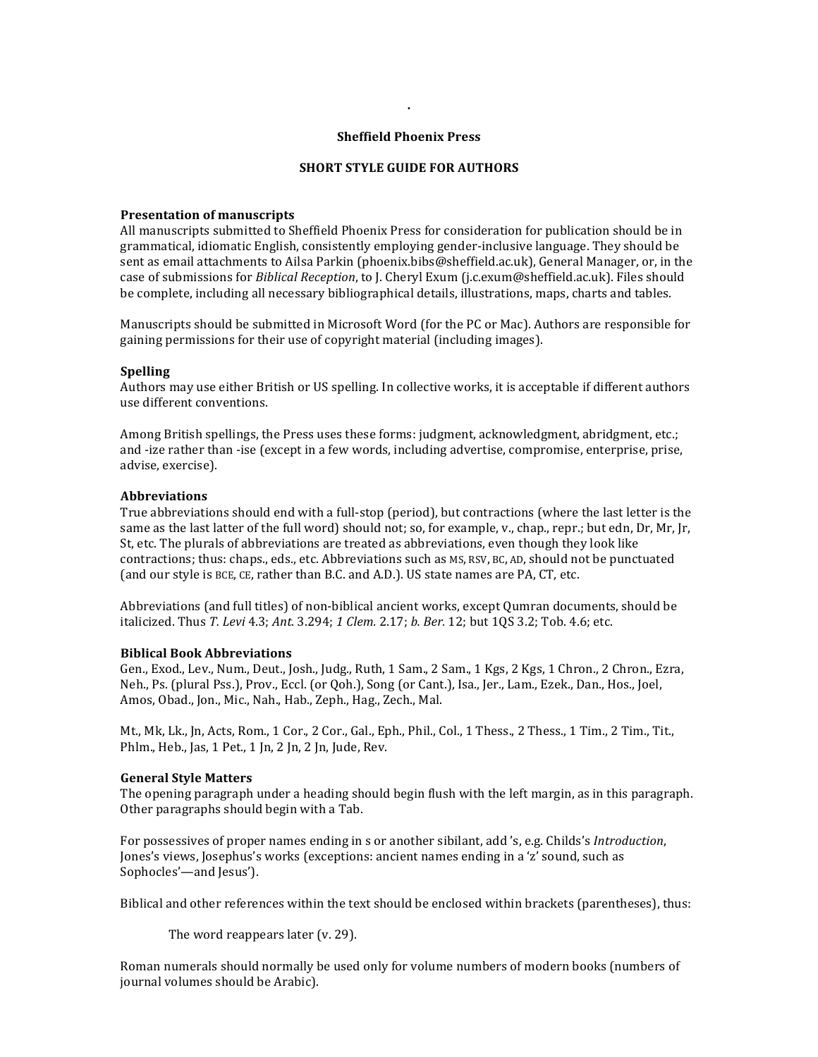.

# Sheffield Phoenix Press

## SHORT STYLE GUIDE FOR AUTHORS

### Presentation of manuscripts

All manuscripts submitted to Sheffield Phoenix Press for consideration for publication should be in grammatical, idiomatic English, consistently employing gender-inclusive language. They should be sent as email attachments to Ailsa Parkin (phoenix.bibs@sheffield.ac.uk), General Manager, or, in the case of submissions for *Biblical Reception*, to J. Cheryl Exum (j.c.exum@sheffield.ac.uk). Files should be complete, including all necessary bibliographical details, illustrations, maps, charts and tables.

Manuscripts should be submitted in Microsoft Word (for the PC or Mac). Authors are responsible for gaining permissions for their use of copyright material (including images).

### Spelling

Authors may use either British or US spelling. In collective works, it is acceptable if different authors use different conventions.

Among British spellings, the Press uses these forms: judgment, acknowledgment, abridgment, etc.; and -ize rather than -ise (except in a few words, including advertise, compromise, enterprise, prise, advise, exercise).

### Abbreviations

True abbreviations should end with a full-stop (period), but contractions (where the last letter is the same as the last latter of the full word) should not; so, for example, v., chap., repr.; but edn, Dr, Mr, Jr, St, etc. The plurals of abbreviations are treated as abbreviations, even though they look like contractions; thus: chaps., eds., etc. Abbreviations such as MS, RSV, BC, AD, should not be punctuated (and our style is BCE, CE, rather than B.C. and A.D.). US state names are PA, CT, etc.

Abbreviations (and full titles) of non-biblical ancient works, except Qumran documents, should be italicized. Thus *T. Levi* 4.3; *Ant.* 3.294; *1 Clem.* 2.17; *b. Ber.* 12; but 1QS 3.2; Tob. 4.6; etc.

### Biblical Book Abbreviations

Gen., Exod., Lev., Num., Deut., Josh., Judg., Ruth, 1 Sam., 2 Sam., 1 Kgs, 2 Kgs, 1 Chron., 2 Chron., Ezra, Neh., Ps. (plural Pss.), Prov., Eccl. (or Qoh.), Song (or Cant.), Isa., Jer., Lam., Ezek., Dan., Hos., Joel, Amos, Obad., Jon., Mic., Nah., Hab., Zeph., Hag., Zech., Mal.

Mt., Mk, Lk., Jn, Acts, Rom., 1 Cor., 2 Cor., Gal., Eph., Phil., Col., 1 Thess., 2 Thess., 1 Tim., 2 Tim., Tit., Phlm., Heb., Jas, 1 Pet., 1 Jn, 2 Jn, 2 Jn, Jude, Rev.

### General Style Matters

The opening paragraph under a heading should begin flush with the left margin, as in this paragraph. Other paragraphs should begin with a Tab.

For possessives of proper names ending in s or another sibilant, add 's, e.g. Childs's *Introduction*, Jones's views, Josephus's works (exceptions: ancient names ending in a 'z' sound, such as Sophocles'—and Jesus').

Biblical and other references within the text should be enclosed within brackets (parentheses), thus:

> The word reappears later (v. 29).

Roman numerals should normally be used only for volume numbers of modern books (numbers of journal volumes should be Arabic).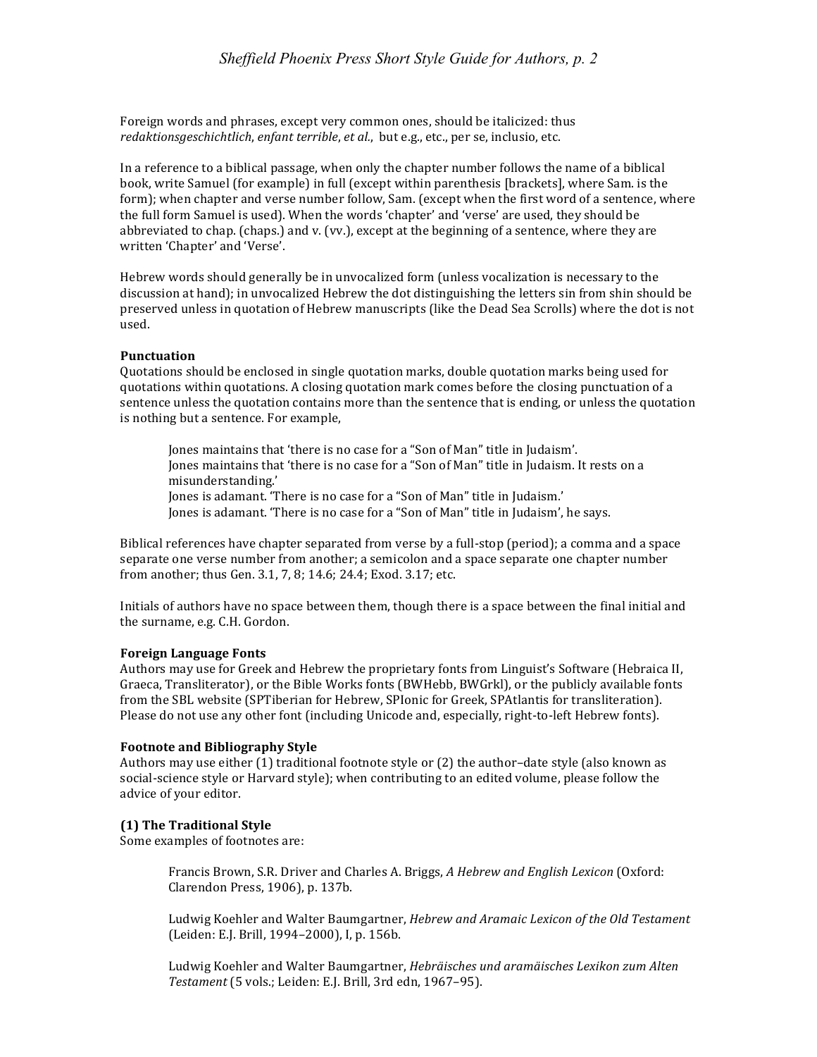Foreign words and phrases, except very common ones, should be italicized: thus *redaktionsgeschichtlich*, *enfant terrible*, *et al.*, but e.g., etc., per se, inclusio, etc.

In a reference to a biblical passage, when only the chapter number follows the name of a biblical book, write Samuel (for example) in full (except within parenthesis [brackets], where Sam. is the form); when chapter and verse number follow, Sam. (except when the first word of a sentence, where the full form Samuel is used). When the words 'chapter' and 'verse' are used, they should be abbreviated to chap. (chaps.) and v. (vv.), except at the beginning of a sentence, where they are written 'Chapter' and 'Verse'.

Hebrew words should generally be in unvocalized form (unless vocalization is necessary to the discussion at hand); in unvocalized Hebrew the dot distinguishing the letters sin from shin should be preserved unless in quotation of Hebrew manuscripts (like the Dead Sea Scrolls) where the dot is not used.

**Punctuation**

Quotations should be enclosed in single quotation marks, double quotation marks being used for quotations within quotations. A closing quotation mark comes before the closing punctuation of a sentence unless the quotation contains more than the sentence that is ending, or unless the quotation is nothing but a sentence. For example,

> Jones maintains that 'there is no case for a "Son of Man" title in Judaism'.
> Jones maintains that 'there is no case for a "Son of Man" title in Judaism. It rests on a misunderstanding.'
> Jones is adamant. 'There is no case for a "Son of Man" title in Judaism.'
> Jones is adamant. 'There is no case for a "Son of Man" title in Judaism', he says.

Biblical references have chapter separated from verse by a full-stop (period); a comma and a space separate one verse number from another; a semicolon and a space separate one chapter number from another; thus Gen. 3.1, 7, 8; 14.6; 24.4; Exod. 3.17; etc.

Initials of authors have no space between them, though there is a space between the final initial and the surname, e.g. C.H. Gordon.

**Foreign Language Fonts**

Authors may use for Greek and Hebrew the proprietary fonts from Linguist's Software (Hebraica II, Graeca, Transliterator), or the Bible Works fonts (BWHebb, BWGrkl), or the publicly available fonts from the SBL website (SPTiberian for Hebrew, SPIonic for Greek, SPAtlantis for transliteration). Please do not use any other font (including Unicode and, especially, right-to-left Hebrew fonts).

**Footnote and Bibliography Style**

Authors may use either (1) traditional footnote style or (2) the author–date style (also known as social-science style or Harvard style); when contributing to an edited volume, please follow the advice of your editor.

**(1) The Traditional Style**

Some examples of footnotes are:

> Francis Brown, S.R. Driver and Charles A. Briggs, *A Hebrew and English Lexicon* (Oxford: Clarendon Press, 1906), p. 137b.
>
> Ludwig Koehler and Walter Baumgartner, *Hebrew and Aramaic Lexicon of the Old Testament* (Leiden: E.J. Brill, 1994–2000), I, p. 156b.
>
> Ludwig Koehler and Walter Baumgartner, *Hebräisches und aramäisches Lexikon zum Alten Testament* (5 vols.; Leiden: E.J. Brill, 3rd edn, 1967–95).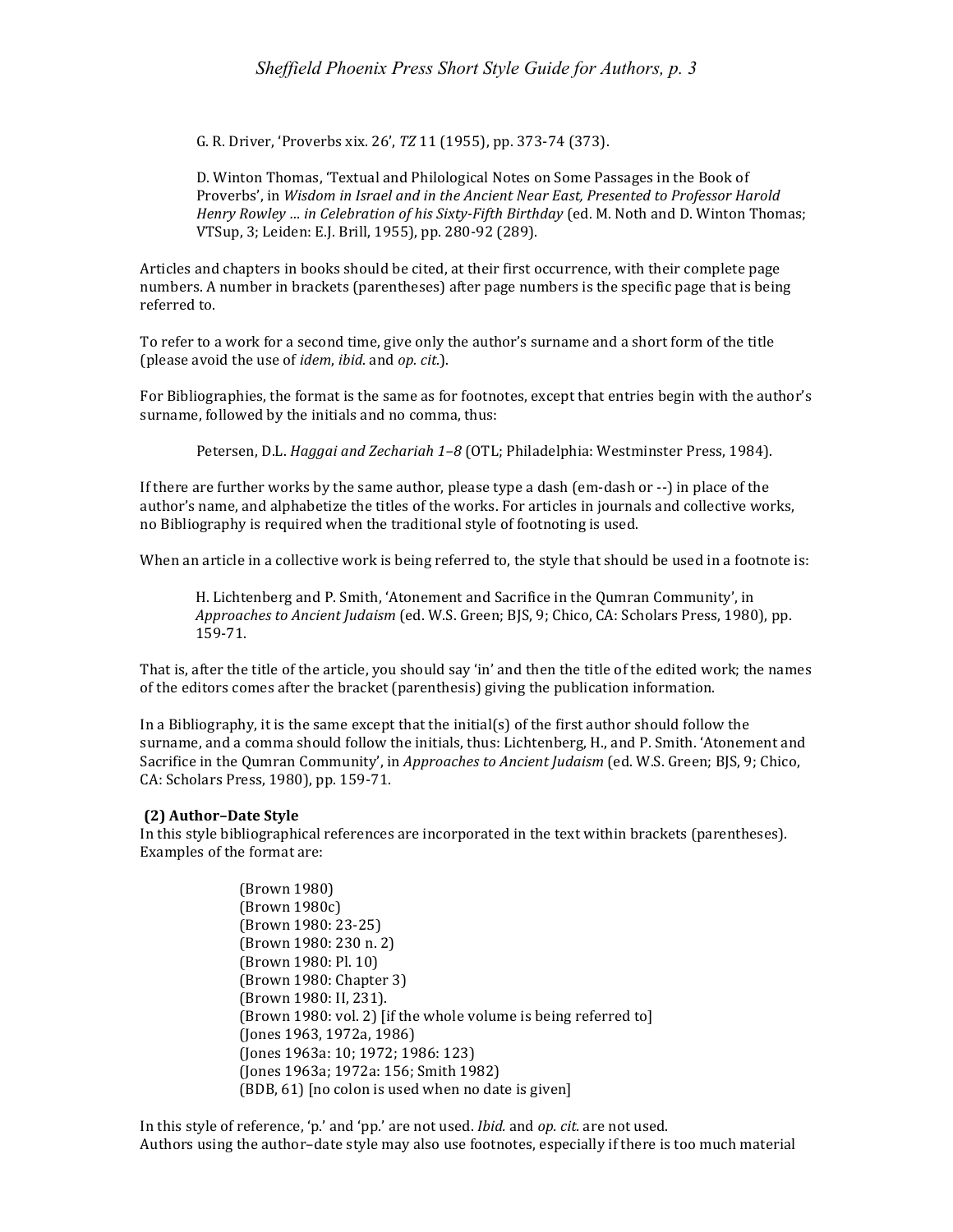> G. R. Driver, 'Proverbs xix. 26', *TZ* 11 (1955), pp. 373-74 (373).

> D. Winton Thomas, 'Textual and Philological Notes on Some Passages in the Book of Proverbs', in *Wisdom in Israel and in the Ancient Near East, Presented to Professor Harold Henry Rowley … in Celebration of his Sixty-Fifth Birthday* (ed. M. Noth and D. Winton Thomas; VTSup, 3; Leiden: E.J. Brill, 1955), pp. 280-92 (289).

Articles and chapters in books should be cited, at their first occurrence, with their complete page numbers. A number in brackets (parentheses) after page numbers is the specific page that is being referred to.

To refer to a work for a second time, give only the author's surname and a short form of the title (please avoid the use of *idem*, *ibid*. and *op. cit*.).

For Bibliographies, the format is the same as for footnotes, except that entries begin with the author's surname, followed by the initials and no comma, thus:

> Petersen, D.L. *Haggai and Zechariah 1–8* (OTL; Philadelphia: Westminster Press, 1984).

If there are further works by the same author, please type a dash (em-dash or --) in place of the author's name, and alphabetize the titles of the works. For articles in journals and collective works, no Bibliography is required when the traditional style of footnoting is used.

When an article in a collective work is being referred to, the style that should be used in a footnote is:

> H. Lichtenberg and P. Smith, 'Atonement and Sacrifice in the Qumran Community', in *Approaches to Ancient Judaism* (ed. W.S. Green; BJS, 9; Chico, CA: Scholars Press, 1980), pp. 159-71.

That is, after the title of the article, you should say 'in' and then the title of the edited work; the names of the editors comes after the bracket (parenthesis) giving the publication information.

In a Bibliography, it is the same except that the initial(s) of the first author should follow the surname, and a comma should follow the initials, thus: Lichtenberg, H., and P. Smith. 'Atonement and Sacrifice in the Qumran Community', in *Approaches to Ancient Judaism* (ed. W.S. Green; BJS, 9; Chico, CA: Scholars Press, 1980), pp. 159-71.

**(2) Author–Date Style**

In this style bibliographical references are incorporated in the text within brackets (parentheses). Examples of the format are:

> (Brown 1980)
> (Brown 1980c)
> (Brown 1980: 23-25)
> (Brown 1980: 230 n. 2)
> (Brown 1980: Pl. 10)
> (Brown 1980: Chapter 3)
> (Brown 1980: II, 231).
> (Brown 1980: vol. 2) [if the whole volume is being referred to]
> (Jones 1963, 1972a, 1986)
> (Jones 1963a: 10; 1972; 1986: 123)
> (Jones 1963a; 1972a: 156; Smith 1982)
> (BDB, 61) [no colon is used when no date is given]

In this style of reference, 'p.' and 'pp.' are not used. *Ibid.* and *op. cit.* are not used.
Authors using the author–date style may also use footnotes, especially if there is too much material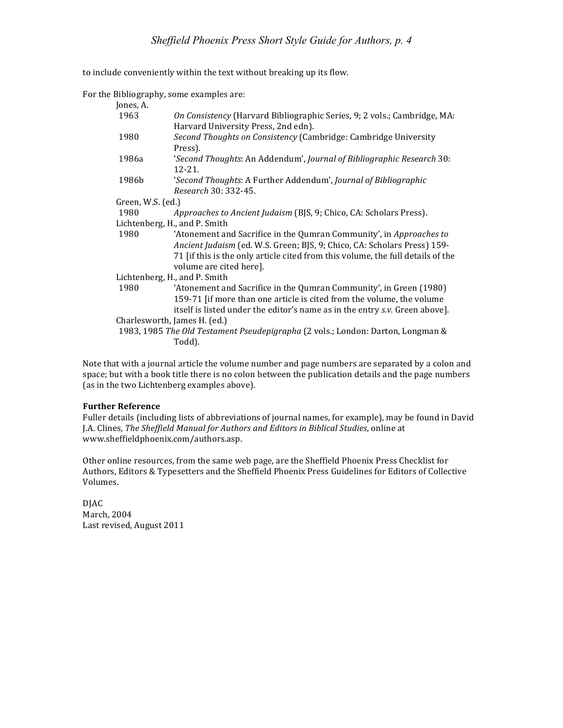to include conveniently within the text without breaking up its flow.

For the Bibliography, some examples are:

Jones, A.

1963 *On Consistency* (Harvard Bibliographic Series, 9; 2 vols.; Cambridge, MA: Harvard University Press, 2nd edn).

1980 *Second Thoughts on Consistency* (Cambridge: Cambridge University Press).

1986a '*Second Thoughts*: An Addendum', *Journal of Bibliographic Research* 30: 12-21.

1986b '*Second Thoughts*: A Further Addendum', *Journal of Bibliographic Research* 30: 332-45.

Green, W.S. (ed.)

1980 *Approaches to Ancient Judaism* (BJS, 9; Chico, CA: Scholars Press).

Lichtenberg, H., and P. Smith

1980 'Atonement and Sacrifice in the Qumran Community', in *Approaches to Ancient Judaism* (ed. W.S. Green; BJS, 9; Chico, CA: Scholars Press) 159-71 [if this is the only article cited from this volume, the full details of the volume are cited here].

Lichtenberg, H., and P. Smith

1980 'Atonement and Sacrifice in the Qumran Community', in Green (1980) 159-71 [if more than one article is cited from the volume, the volume itself is listed under the editor's name as in the entry *s.v.* Green above].

Charlesworth, James H. (ed.)

1983, 1985 *The Old Testament Pseudepigrapha* (2 vols.; London: Darton, Longman & Todd).

Note that with a journal article the volume number and page numbers are separated by a colon and space; but with a book title there is no colon between the publication details and the page numbers (as in the two Lichtenberg examples above).

**Further Reference**

Fuller details (including lists of abbreviations of journal names, for example), may be found in David J.A. Clines, *The Sheffield Manual for Authors and Editors in Biblical Studies*, online at www.sheffieldphoenix.com/authors.asp.

Other online resources, from the same web page, are the Sheffield Phoenix Press Checklist for Authors, Editors & Typesetters and the Sheffield Phoenix Press Guidelines for Editors of Collective Volumes.

DJAC
March, 2004
Last revised, August 2011